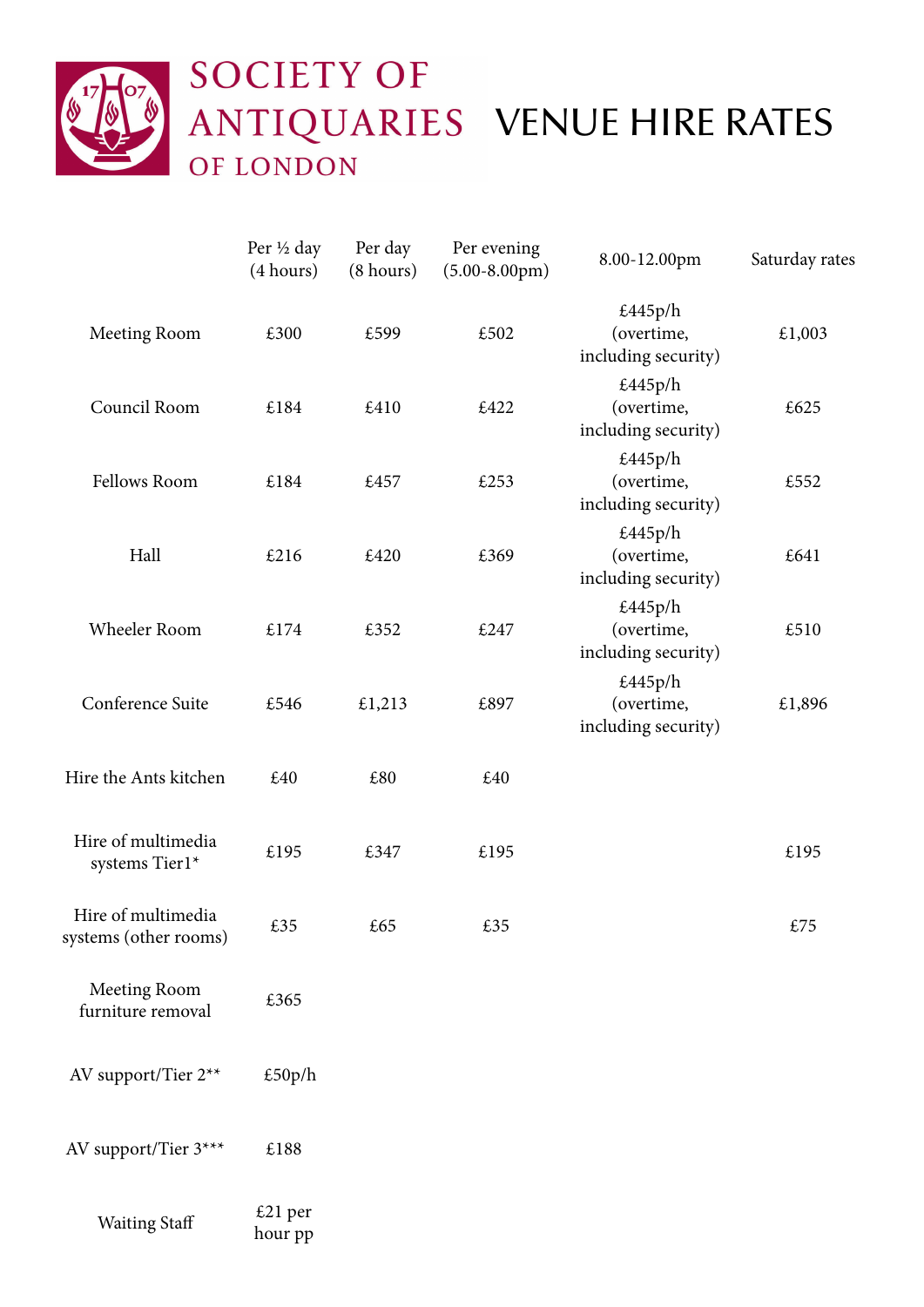# SOCIETY OF ANTIQUARIES OF LONDON

# VENUE HIRE RATES

| | Per ½ day (4 hours) | Per day (8 hours) | Per evening (5.00-8.00pm) | 8.00-12.00pm | Saturday rates |
|---|---|---|---|---|---|
| Meeting Room | £300 | £599 | £502 | £445p/h (overtime, including security) | £1,003 |
| Council Room | £184 | £410 | £422 | £445p/h (overtime, including security) | £625 |
| Fellows Room | £184 | £457 | £253 | £445p/h (overtime, including security) | £552 |
| Hall | £216 | £420 | £369 | £445p/h (overtime, including security) | £641 |
| Wheeler Room | £174 | £352 | £247 | £445p/h (overtime, including security) | £510 |
| Conference Suite | £546 | £1,213 | £897 | £445p/h (overtime, including security) | £1,896 |
| Hire the Ants kitchen | £40 | £80 | £40 | | |
| Hire of multimedia systems Tier1* | £195 | £347 | £195 | | £195 |
| Hire of multimedia systems (other rooms) | £35 | £65 | £35 | | £75 |
| Meeting Room furniture removal | £365 | | | | |
| AV support/Tier 2** | £50p/h | | | | |
| AV support/Tier 3*** | £188 | | | | |
| Waiting Staff | £21 per hour pp | | | | |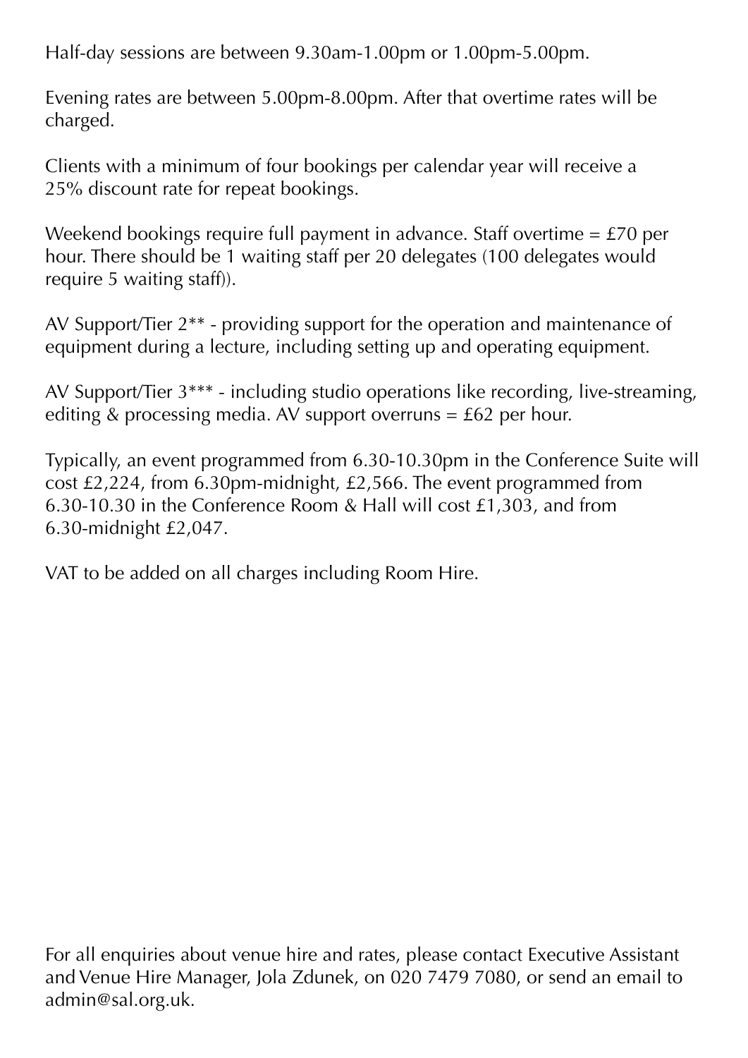Half-day sessions are between 9.30am-1.00pm or 1.00pm-5.00pm.

Evening rates are between 5.00pm-8.00pm. After that overtime rates will be charged.

Clients with a minimum of four bookings per calendar year will receive a 25% discount rate for repeat bookings.

Weekend bookings require full payment in advance. Staff overtime = £70 per hour. There should be 1 waiting staff per 20 delegates (100 delegates would require 5 waiting staff)).

AV Support/Tier 2** - providing support for the operation and maintenance of equipment during a lecture, including setting up and operating equipment.

AV Support/Tier 3*** - including studio operations like recording, live-streaming, editing & processing media. AV support overruns = £62 per hour.

Typically, an event programmed from 6.30-10.30pm in the Conference Suite will cost £2,224, from 6.30pm-midnight, £2,566. The event programmed from 6.30-10.30 in the Conference Room & Hall will cost £1,303, and from 6.30-midnight £2,047.

VAT to be added on all charges including Room Hire.

For all enquiries about venue hire and rates, please contact Executive Assistant and Venue Hire Manager, Jola Zdunek, on 020 7479 7080, or send an email to admin@sal.org.uk.